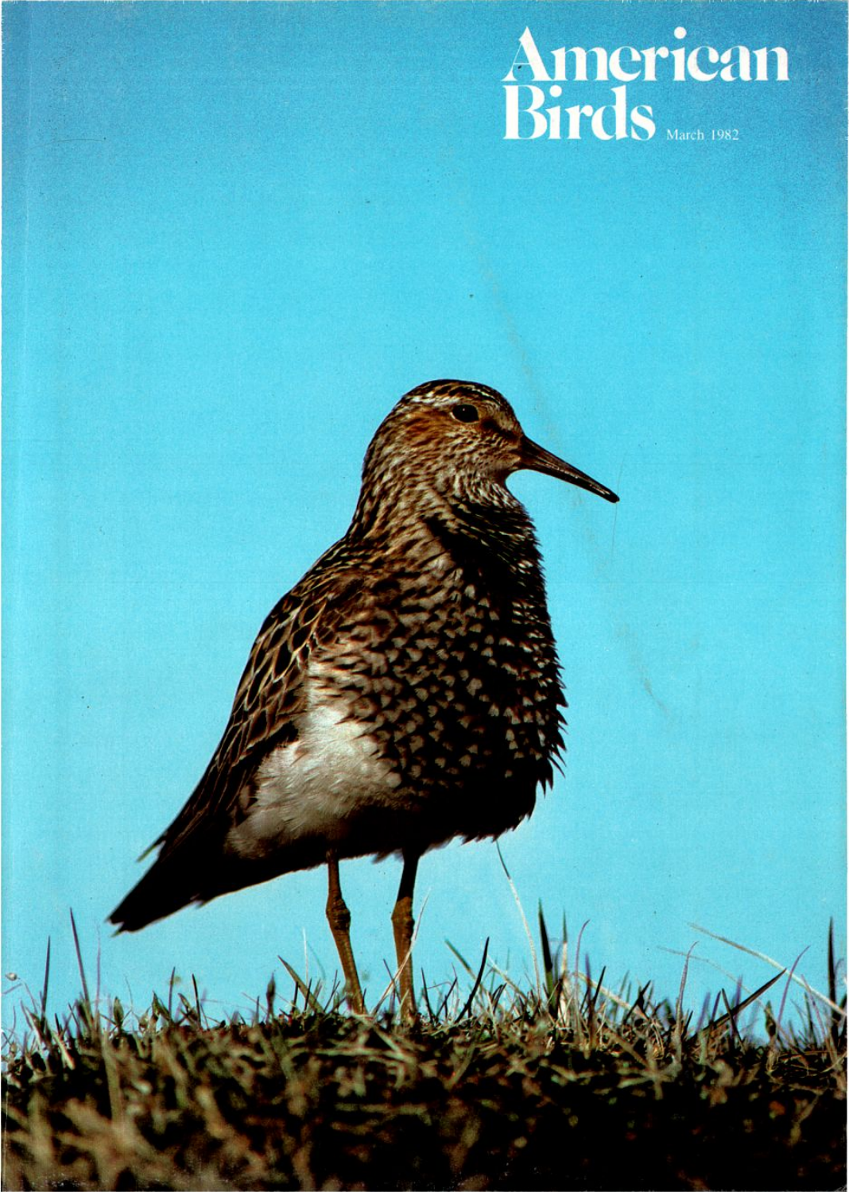# American Birds

March 1982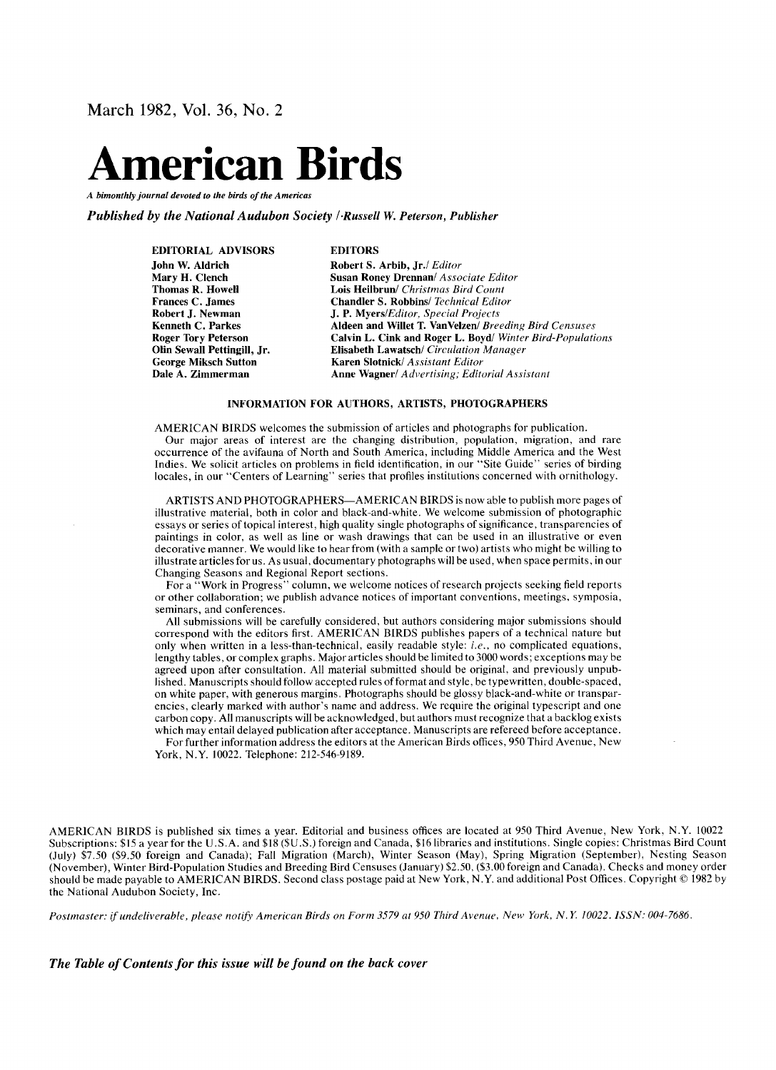March 1982, Vol. 36, No. 2

# American Birds

*A bimonthly journal devoted to the birds of the Americas*

***Published by the National Audubon Society / Russell W. Peterson, Publisher***

| EDITORIAL ADVISORS | EDITORS |
|---|---|
| **John W. Aldrich** | **Robert S. Arbib, Jr.**/ *Editor* |
| **Mary H. Clench** | **Susan Roney Drennan**/ *Associate Editor* |
| **Thomas R. Howell** | **Lois Heilbrun**/ *Christmas Bird Count* |
| **Frances C. James** | **Chandler S. Robbins**/ *Technical Editor* |
| **Robert J. Newman** | **J. P. Myers**/*Editor, Special Projects* |
| **Kenneth C. Parkes** | **Aldeen and Willet T. VanVelzen**/ *Breeding Bird Censuses* |
| **Roger Tory Peterson** | **Calvin L. Cink and Roger L. Boyd**/ *Winter Bird-Populations* |
| **Olin Sewall Pettingill, Jr.** | **Elisabeth Lawatsch**/ *Circulation Manager* |
| **George Miksch Sutton** | **Karen Slotnick**/ *Assistant Editor* |
| **Dale A. Zimmerman** | **Anne Wagner**/ *Advertising; Editorial Assistant* |

## INFORMATION FOR AUTHORS, ARTISTS, PHOTOGRAPHERS

AMERICAN BIRDS welcomes the submission of articles and photographs for publication.

Our major areas of interest are the changing distribution, population, migration, and rare occurrence of the avifauna of North and South America, including Middle America and the West Indies. We solicit articles on problems in field identification, in our "Site Guide" series of birding locales, in our "Centers of Learning" series that profiles institutions concerned with ornithology.

ARTISTS AND PHOTOGRAPHERS—AMERICAN BIRDS is now able to publish more pages of illustrative material, both in color and black-and-white. We welcome submission of photographic essays or series of topical interest, high quality single photographs of significance, transparencies of paintings in color, as well as line or wash drawings that can be used in an illustrative or even decorative manner. We would like to hear from (with a sample or two) artists who might be willing to illustrate articles for us. As usual, documentary photographs will be used, when space permits, in our Changing Seasons and Regional Report sections.

For a "Work in Progress" column, we welcome notices of research projects seeking field reports or other collaboration; we publish advance notices of important conventions, meetings, symposia, seminars, and conferences.

All submissions will be carefully considered, but authors considering major submissions should correspond with the editors first. AMERICAN BIRDS publishes papers of a technical nature but only when written in a less-than-technical, easily readable style: *i.e.*, no complicated equations, lengthy tables, or complex graphs. Major articles should be limited to 3000 words; exceptions may be agreed upon after consultation. All material submitted should be original, and previously unpublished. Manuscripts should follow accepted rules of format and style, be typewritten, double-spaced, on white paper, with generous margins. Photographs should be glossy black-and-white or transparencies, clearly marked with author's name and address. We require the original typescript and one carbon copy. All manuscripts will be acknowledged, but authors must recognize that a backlog exists which may entail delayed publication after acceptance. Manuscripts are refereed before acceptance.

For further information address the editors at the American Birds offices, 950 Third Avenue, New York, N.Y. 10022. Telephone: 212-546-9189.

AMERICAN BIRDS is published six times a year. Editorial and business offices are located at 950 Third Avenue, New York, N.Y. 10022 Subscriptions: $15 a year for the U.S.A. and $18 ($U.S.) foreign and Canada, $16 libraries and institutions. Single copies: Christmas Bird Count (July) $7.50 ($9.50 foreign and Canada); Fall Migration (March), Winter Season (May), Spring Migration (September), Nesting Season (November), Winter Bird-Population Studies and Breeding Bird Censuses (January) $2.50, ($3.00 foreign and Canada). Checks and money order should be made payable to AMERICAN BIRDS. Second class postage paid at New York, N.Y. and additional Post Offices. Copyright © 1982 by the National Audubon Society, Inc.

*Postmaster: if undeliverable, please notify American Birds on Form 3579 at 950 Third Avenue, New York, N.Y. 10022. ISSN: 004-7686.*

***The Table of Contents for this issue will be found on the back cover***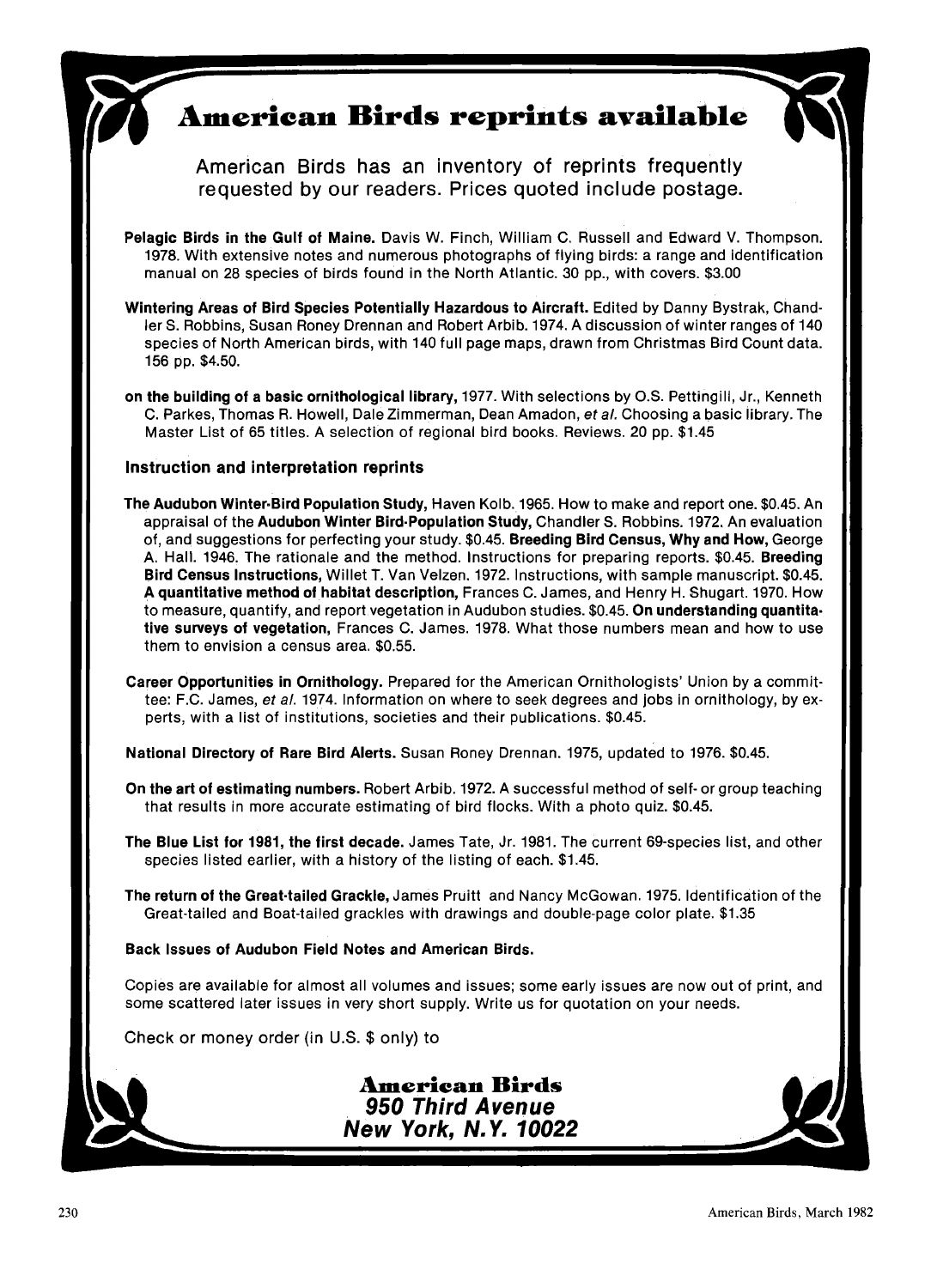# American Birds reprints available

American Birds has an inventory of reprints frequently requested by our readers. Prices quoted include postage.

**Pelagic Birds in the Gulf of Maine.** Davis W. Finch, William C. Russell and Edward V. Thompson. 1978. With extensive notes and numerous photographs of flying birds: a range and identification manual on 28 species of birds found in the North Atlantic. 30 pp., with covers. $3.00

**Wintering Areas of Bird Species Potentially Hazardous to Aircraft.** Edited by Danny Bystrak, Chandler S. Robbins, Susan Roney Drennan and Robert Arbib. 1974. A discussion of winter ranges of 140 species of North American birds, with 140 full page maps, drawn from Christmas Bird Count data. 156 pp. $4.50.

**on the building of a basic ornithological library,** 1977. With selections by O.S. Pettingill, Jr., Kenneth C. Parkes, Thomas R. Howell, Dale Zimmerman, Dean Amadon, *et al.* Choosing a basic library. The Master List of 65 titles. A selection of regional bird books. Reviews. 20 pp. $1.45

### Instruction and interpretation reprints

**The Audubon Winter-Bird Population Study,** Haven Kolb. 1965. How to make and report one. $0.45. An appraisal of the **Audubon Winter Bird-Population Study,** Chandler S. Robbins. 1972. An evaluation of, and suggestions for perfecting your study. $0.45. **Breeding Bird Census, Why and How,** George A. Hall. 1946. The rationale and the method. Instructions for preparing reports. $0.45. **Breeding Bird Census Instructions,** Willet T. Van Velzen. 1972. Instructions, with sample manuscript. $0.45. **A quantitative method of habitat description,** Frances C. James, and Henry H. Shugart. 1970. How to measure, quantify, and report vegetation in Audubon studies. $0.45. **On understanding quantitative surveys of vegetation,** Frances C. James. 1978. What those numbers mean and how to use them to envision a census area. $0.55.

**Career Opportunities in Ornithology.** Prepared for the American Ornithologists' Union by a committee: F.C. James, *et al.* 1974. Information on where to seek degrees and jobs in ornithology, by experts, with a list of institutions, societies and their publications. $0.45.

**National Directory of Rare Bird Alerts.** Susan Roney Drennan. 1975, updated to 1976. $0.45.

**On the art of estimating numbers.** Robert Arbib. 1972. A successful method of self- or group teaching that results in more accurate estimating of bird flocks. With a photo quiz. $0.45.

**The Blue List for 1981, the first decade.** James Tate, Jr. 1981. The current 69-species list, and other species listed earlier, with a history of the listing of each. $1.45.

**The return of the Great-tailed Grackle,** James Pruitt and Nancy McGowan. 1975. Identification of the Great-tailed and Boat-tailed grackles with drawings and double-page color plate. $1.35

**Back Issues of Audubon Field Notes and American Birds.**

Copies are available for almost all volumes and issues; some early issues are now out of print, and some scattered later issues in very short supply. Write us for quotation on your needs.

Check or money order (in U.S. $ only) to

**American Birds**
***950 Third Avenue***
***New York, N.Y. 10022***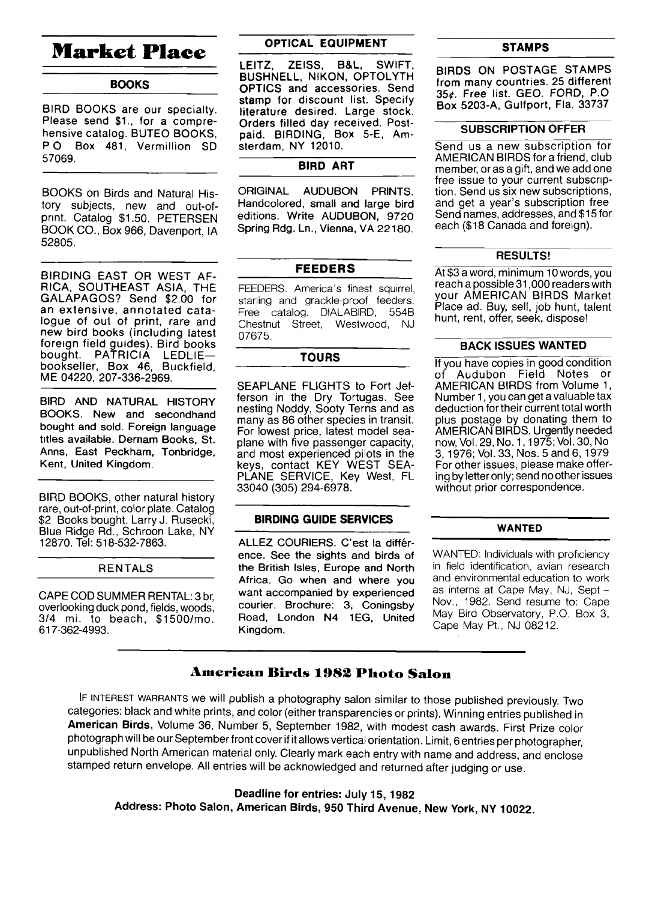# Market Place

## BOOKS

BIRD BOOKS are our specialty. Please send $1., for a comprehensive catalog. BUTEO BOOKS, P O Box 481, Vermillion SD 57069.

BOOKS on Birds and Natural History subjects, new and out-of-print. Catalog $1.50. PETERSEN BOOK CO., Box 966, Davenport, IA 52805.

BIRDING EAST OR WEST AFRICA, SOUTHEAST ASIA, THE GALAPAGOS? Send $2.00 for an extensive, annotated catalogue of out of print, rare and new bird books (including latest foreign field guides). Bird books bought. PATRICIA LEDLIE—bookseller, Box 46, Buckfield, ME 04220, 207-336-2969.

BIRD AND NATURAL HISTORY BOOKS. New and secondhand bought and sold. Foreign language titles available. Dernam Books, St. Anns, East Peckham, Tonbridge, Kent, United Kingdom.

BIRD BOOKS, other natural history rare, out-of-print, color plate. Catalog $2 Books bought. Larry J. Rusecki, Blue Ridge Rd., Schroon Lake, NY 12870. Tel: 518-532-7863.

## RENTALS

CAPE COD SUMMER RENTAL: 3 br, overlooking duck pond, fields, woods, 3/4 mi. to beach, $1500/mo. 617-362-4993.

## OPTICAL EQUIPMENT

LEITZ, ZEISS, B&L, SWIFT, BUSHNELL, NIKON, OPTOLYTH OPTICS and accessories. Send stamp for discount list. Specify literature desired. Large stock. Orders filled day received. Postpaid. BIRDING, Box 5-E, Amsterdam, NY 12010.

## BIRD ART

ORIGINAL AUDUBON PRINTS. Handcolored, small and large bird editions. Write AUDUBON, 9720 Spring Rdg. Ln., Vienna, VA 22180.

## FEEDERS

FEEDERS. America's finest squirrel, starling and grackle-proof feeders. Free catalog. DIALABIRD, 554B Chestnut Street, Westwood, NJ 07675.

## TOURS

SEAPLANE FLIGHTS to Fort Jefferson in the Dry Tortugas. See nesting Noddy, Sooty Terns and as many as 86 other species in transit. For lowest price, latest model seaplane with five passenger capacity, and most experienced pilots in the keys, contact KEY WEST SEAPLANE SERVICE, Key West, FL 33040 (305) 294-6978.

## BIRDING GUIDE SERVICES

ALLEZ COURIERS. C'est la différence. See the sights and birds of the British Isles, Europe and North Africa. Go when and where you want accompanied by experienced courier. Brochure: 3, Coningsby Road, London N4 1EG, United Kingdom.

## STAMPS

BIRDS ON POSTAGE STAMPS from many countries. 25 different 35¢. Free list. GEO. FORD, P.O Box 5203-A, Gulfport, Fla. 33737

## SUBSCRIPTION OFFER

Send us a new subscription for AMERICAN BIRDS for a friend, club member, or as a gift, and we add one free issue to your current subscription. Send us six new subscriptions, and get a year's subscription free Send names, addresses, and $15 for each ($18 Canada and foreign).

## RESULTS!

At $3 a word, minimum 10 words, you reach a possible 31,000 readers with your AMERICAN BIRDS Market Place ad. Buy, sell, job hunt, talent hunt, rent, offer, seek, dispose!

## BACK ISSUES WANTED

If you have copies in good condition of Audubon Field Notes or AMERICAN BIRDS from Volume 1, Number 1, you can get a valuable tax deduction for their current total worth plus postage by donating them to AMERICAN BIRDS. Urgently needed now, Vol. 29, No. 1, 1975; Vol. 30, No 3, 1976; Vol. 33, Nos. 5 and 6, 1979 For other issues, please make offering by letter only; send no other issues without prior correspondence.

## WANTED

WANTED: Individuals with proficiency in field identification, avian research and environmental education to work as interns at Cape May, NJ, Sept – Nov., 1982. Send resume to: Cape May Bird Observatory, P.O. Box 3, Cape May Pt., NJ 08212.

# American Birds 1982 Photo Salon

IF INTEREST WARRANTS we will publish a photography salon similar to those published previously. Two categories: black and white prints, and color (either transparencies or prints). Winning entries published in **American Birds,** Volume 36, Number 5, September 1982, with modest cash awards. First Prize color photograph will be our September front cover if it allows vertical orientation. Limit, 6 entries per photographer, unpublished North American material only. Clearly mark each entry with name and address, and enclose stamped return envelope. All entries will be acknowledged and returned after judging or use.

**Deadline for entries: July 15, 1982**
**Address: Photo Salon, American Birds, 950 Third Avenue, New York, NY 10022.**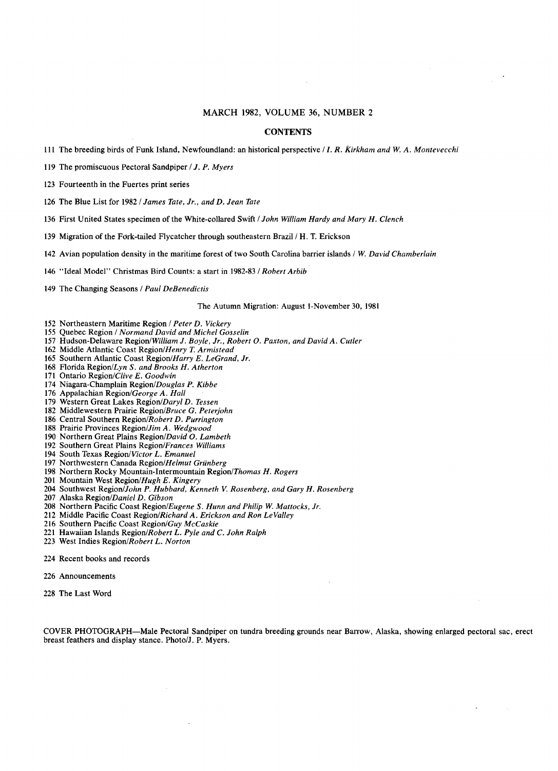MARCH 1982, VOLUME 36, NUMBER 2

## CONTENTS

111 The breeding birds of Funk Island, Newfoundland: an historical perspective / *I. R. Kirkham and W. A. Montevecchi*

119 The promiscuous Pectoral Sandpiper / *J. P. Myers*

123 Fourteenth in the Fuertes print series

126 The Blue List for 1982 / *James Tate, Jr., and D. Jean Tate*

136 First United States specimen of the White-collared Swift / *John William Hardy and Mary H. Clench*

139 Migration of the Fork-tailed Flycatcher through southeastern Brazil / H. T. Erickson

142 Avian population density in the maritime forest of two South Carolina barrier islands / *W. David Chamberlain*

146 "Ideal Model" Christmas Bird Counts: a start in 1982-83 / *Robert Arbib*

149 The Changing Seasons / *Paul DeBenedictis*

The Autumn Migration: August 1-November 30, 1981

152 Northeastern Maritime Region / *Peter D. Vickery*
155 Quebec Region / *Normand David and Michel Gosselin*
157 Hudson-Delaware Region/*William J. Boyle, Jr., Robert O. Paxton, and David A. Cutler*
162 Middle Atlantic Coast Region/*Henry T. Armistead*
165 Southern Atlantic Coast Region/*Harry E. LeGrand, Jr.*
168 Florida Region/*Lyn S. and Brooks H. Atherton*
171 Ontario Region/*Clive E. Goodwin*
174 Niagara-Champlain Region/*Douglas P. Kibbe*
176 Appalachian Region/*George A. Hall*
179 Western Great Lakes Region/*Daryl D. Tessen*
182 Middlewestern Prairie Region/*Bruce G. Peterjohn*
186 Central Southern Region/*Robert D. Purrington*
188 Prairie Provinces Region/*Jim A. Wedgwood*
190 Northern Great Plains Region/*David O. Lambeth*
192 Southern Great Plains Region/*Frances Williams*
194 South Texas Region/*Victor L. Emanuel*
197 Northwestern Canada Region/*Helmut Grünberg*
198 Northern Rocky Mountain-Intermountain Region/*Thomas H. Rogers*
201 Mountain West Region/*Hugh E. Kingery*
204 Southwest Region/*John P. Hubbard, Kenneth V. Rosenberg, and Gary H. Rosenberg*
207 Alaska Region/*Daniel D. Gibson*
208 Northern Pacific Coast Region/*Eugene S. Hunn and Philip W. Mattocks, Jr.*
212 Middle Pacific Coast Region/*Richard A. Erickson and Ron LeValley*
216 Southern Pacific Coast Region/*Guy McCaskie*
221 Hawaiian Islands Region/*Robert L. Pyle and C. John Ralph*
223 West Indies Region/*Robert L. Norton*

224 Recent books and records

226 Announcements

228 The Last Word

COVER PHOTOGRAPH—Male Pectoral Sandpiper on tundra breeding grounds near Barrow, Alaska, showing enlarged pectoral sac, erect breast feathers and display stance. Photo/J. P. Myers.